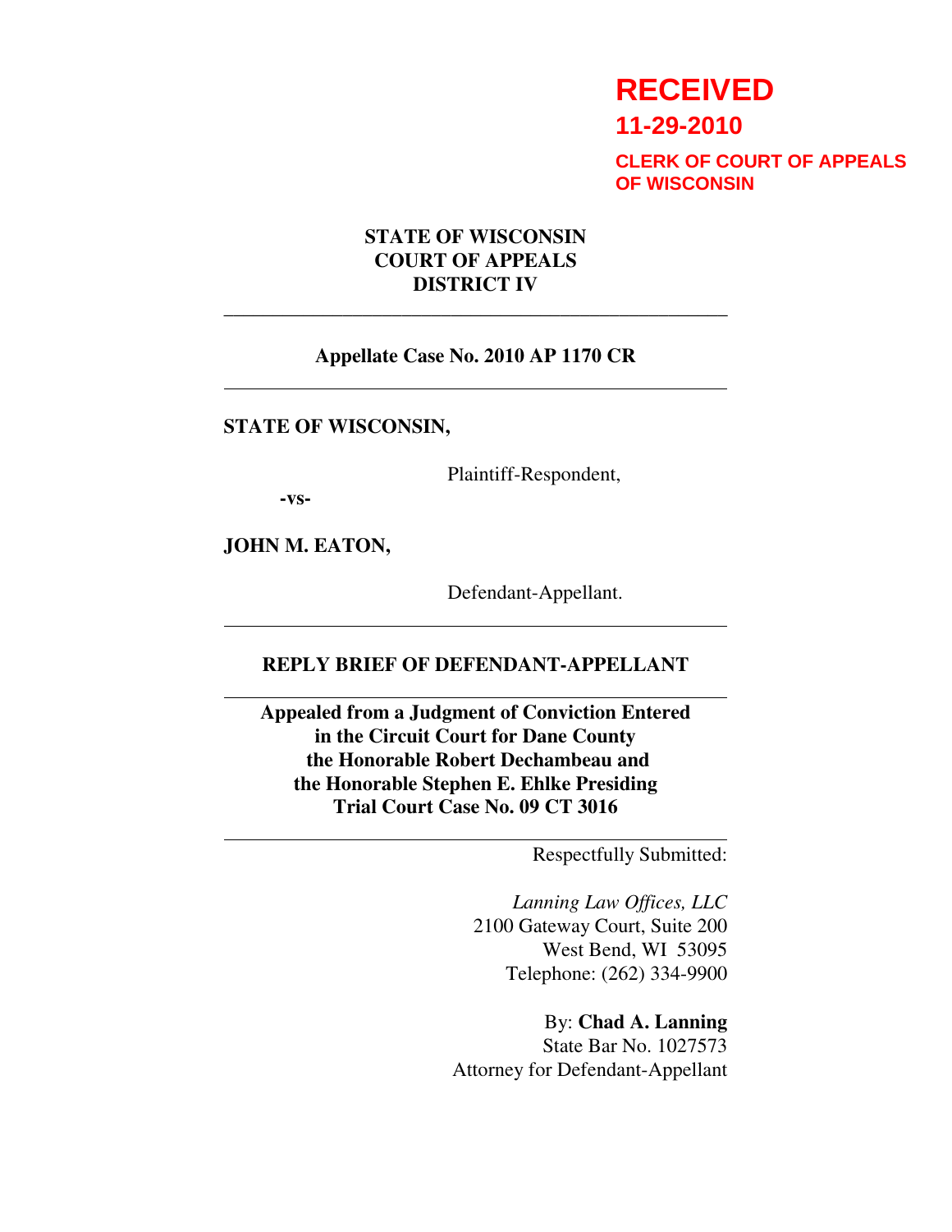**RECEIVED**
**11-29-2010**
**CLERK OF COURT OF APPEALS OF WISCONSIN**

**STATE OF WISCONSIN**
**COURT OF APPEALS**
**DISTRICT IV**

---

**Appellate Case No. 2010 AP 1170 CR**

---

**STATE OF WISCONSIN,**

Plaintiff-Respondent,

**-vs-**

**JOHN M. EATON,**

Defendant-Appellant.

---

**REPLY BRIEF OF DEFENDANT-APPELLANT**

---

**Appealed from a Judgment of Conviction Entered in the Circuit Court for Dane County the Honorable Robert Dechambeau and the Honorable Stephen E. Ehlke Presiding Trial Court Case No. 09 CT 3016**

---

Respectfully Submitted:

*Lanning Law Offices, LLC*
2100 Gateway Court, Suite 200
West Bend, WI 53095
Telephone: (262) 334-9900

By: **Chad A. Lanning**
State Bar No. 1027573
Attorney for Defendant-Appellant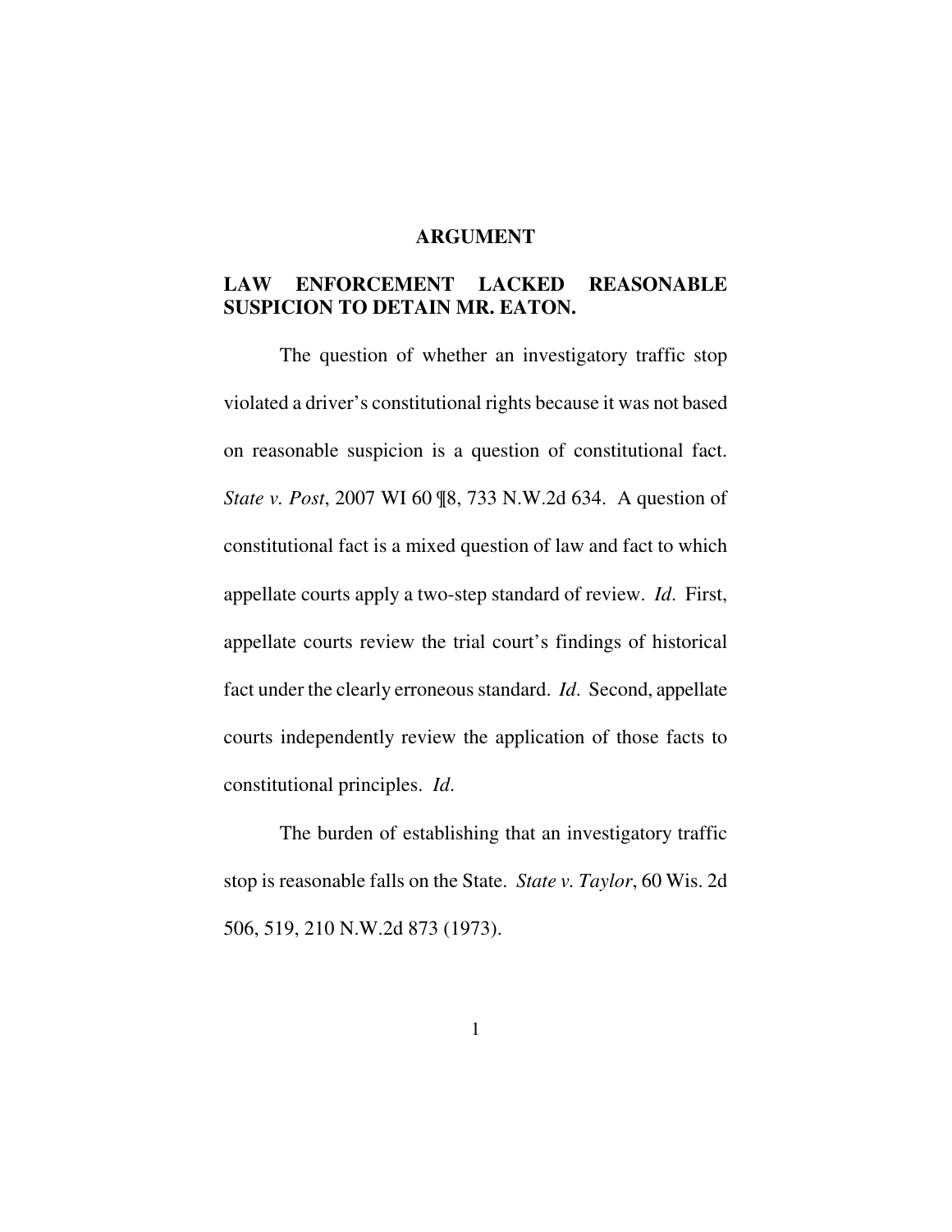# ARGUMENT

## LAW ENFORCEMENT LACKED REASONABLE SUSPICION TO DETAIN MR. EATON.

The question of whether an investigatory traffic stop violated a driver's constitutional rights because it was not based on reasonable suspicion is a question of constitutional fact. *State v. Post*, 2007 WI 60 ¶8, 733 N.W.2d 634. A question of constitutional fact is a mixed question of law and fact to which appellate courts apply a two-step standard of review. *Id*. First, appellate courts review the trial court's findings of historical fact under the clearly erroneous standard. *Id*. Second, appellate courts independently review the application of those facts to constitutional principles. *Id*.

The burden of establishing that an investigatory traffic stop is reasonable falls on the State. *State v. Taylor*, 60 Wis. 2d 506, 519, 210 N.W.2d 873 (1973).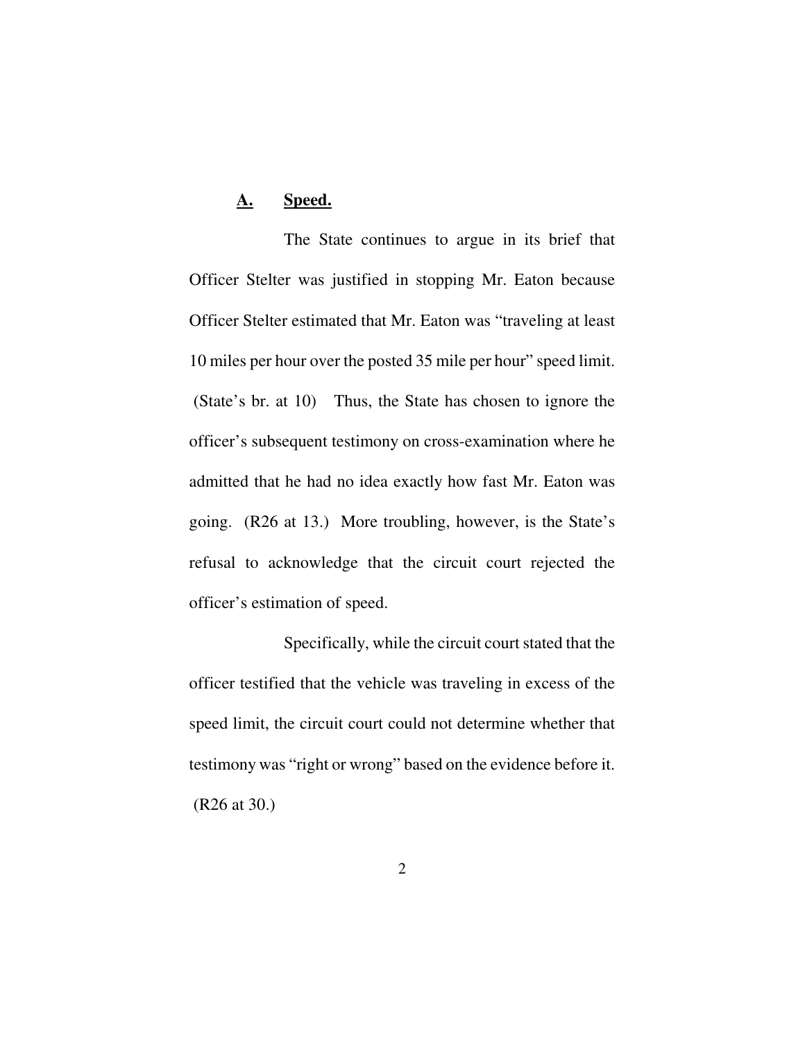### **A. Speed.**

The State continues to argue in its brief that Officer Stelter was justified in stopping Mr. Eaton because Officer Stelter estimated that Mr. Eaton was "traveling at least 10 miles per hour over the posted 35 mile per hour" speed limit. (State's br. at 10) Thus, the State has chosen to ignore the officer's subsequent testimony on cross-examination where he admitted that he had no idea exactly how fast Mr. Eaton was going. (R26 at 13.) More troubling, however, is the State's refusal to acknowledge that the circuit court rejected the officer's estimation of speed.

Specifically, while the circuit court stated that the officer testified that the vehicle was traveling in excess of the speed limit, the circuit court could not determine whether that testimony was "right or wrong" based on the evidence before it. (R26 at 30.)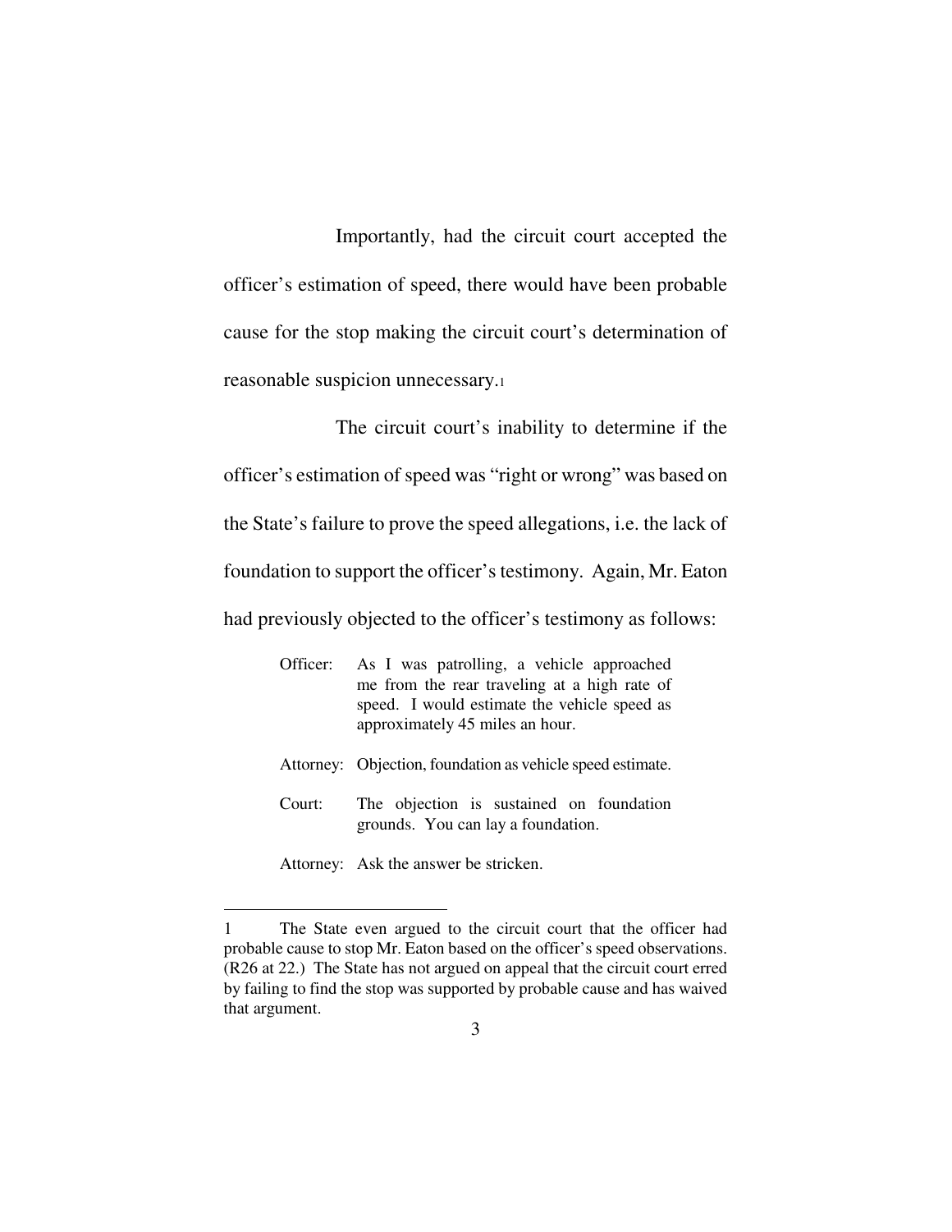Importantly, had the circuit court accepted the officer's estimation of speed, there would have been probable cause for the stop making the circuit court's determination of reasonable suspicion unnecessary.[1]

The circuit court's inability to determine if the officer's estimation of speed was "right or wrong" was based on the State's failure to prove the speed allegations, i.e. the lack of foundation to support the officer's testimony. Again, Mr. Eaton had previously objected to the officer's testimony as follows:

> Officer: As I was patrolling, a vehicle approached me from the rear traveling at a high rate of speed. I would estimate the vehicle speed as approximately 45 miles an hour.
>
> Attorney: Objection, foundation as vehicle speed estimate.
>
> Court: The objection is sustained on foundation grounds. You can lay a foundation.
>
> Attorney: Ask the answer be stricken.

---

1 The State even argued to the circuit court that the officer had probable cause to stop Mr. Eaton based on the officer's speed observations. (R26 at 22.) The State has not argued on appeal that the circuit court erred by failing to find the stop was supported by probable cause and has waived that argument.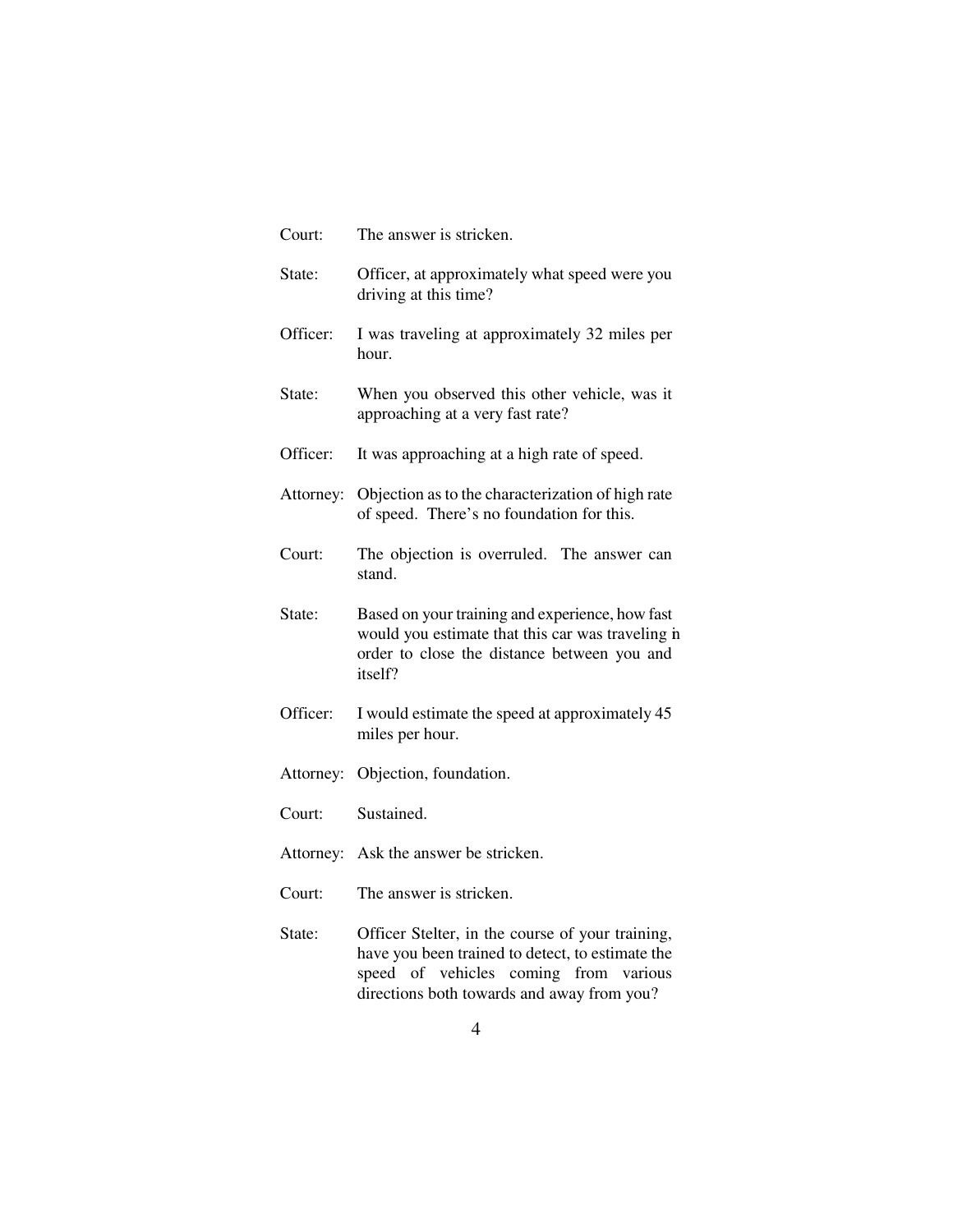Court: The answer is stricken.

State: Officer, at approximately what speed were you driving at this time?

Officer: I was traveling at approximately 32 miles per hour.

State: When you observed this other vehicle, was it approaching at a very fast rate?

Officer: It was approaching at a high rate of speed.

Attorney: Objection as to the characterization of high rate of speed. There's no foundation for this.

Court: The objection is overruled. The answer can stand.

State: Based on your training and experience, how fast would you estimate that this car was traveling in order to close the distance between you and itself?

Officer: I would estimate the speed at approximately 45 miles per hour.

Attorney: Objection, foundation.

Court: Sustained.

Attorney: Ask the answer be stricken.

Court: The answer is stricken.

State: Officer Stelter, in the course of your training, have you been trained to detect, to estimate the speed of vehicles coming from various directions both towards and away from you?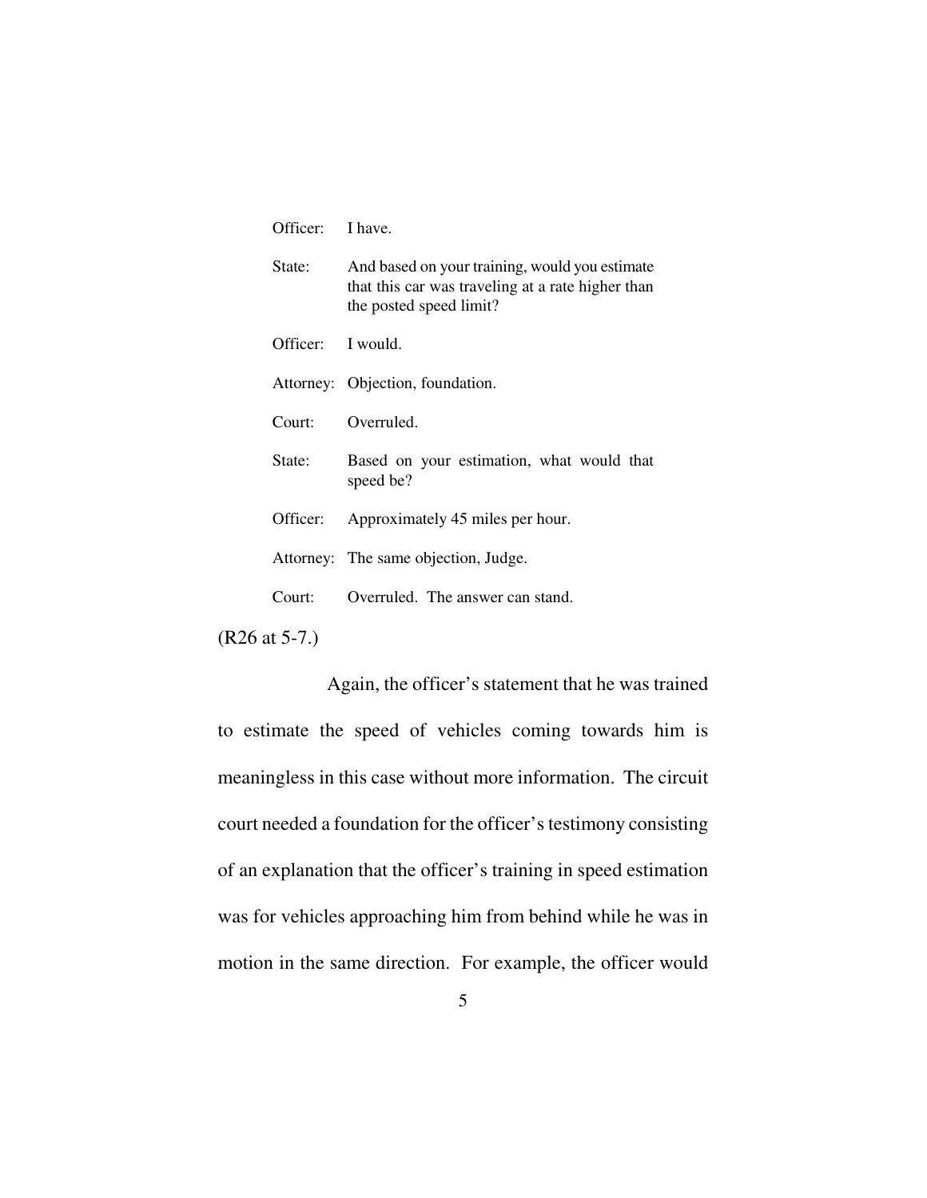Officer: I have.

State: And based on your training, would you estimate that this car was traveling at a rate higher than the posted speed limit?

Officer: I would.

Attorney: Objection, foundation.

Court: Overruled.

State: Based on your estimation, what would that speed be?

Officer: Approximately 45 miles per hour.

Attorney: The same objection, Judge.

Court: Overruled. The answer can stand.

(R26 at 5-7.)

Again, the officer's statement that he was trained to estimate the speed of vehicles coming towards him is meaningless in this case without more information. The circuit court needed a foundation for the officer's testimony consisting of an explanation that the officer's training in speed estimation was for vehicles approaching him from behind while he was in motion in the same direction. For example, the officer would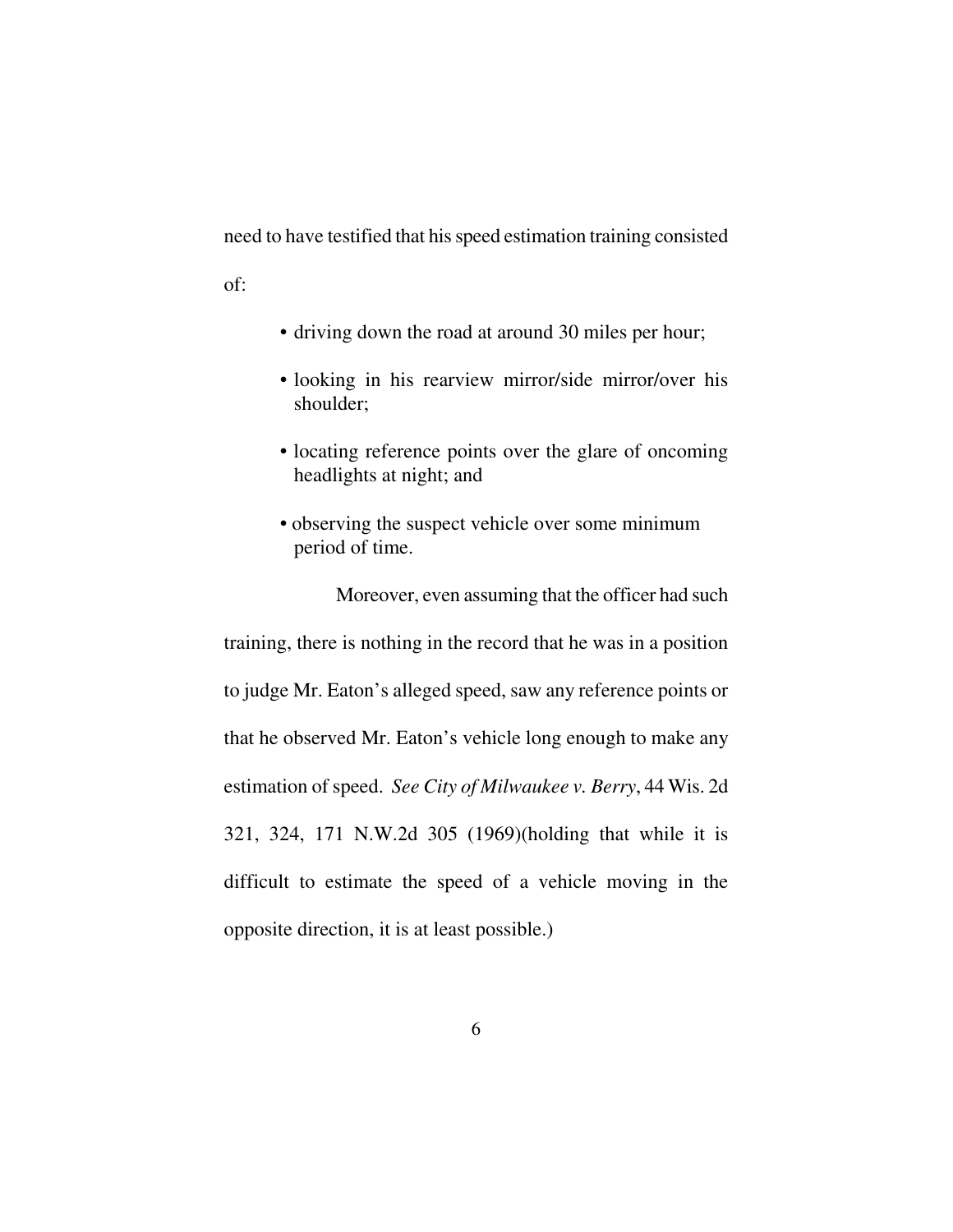need to have testified that his speed estimation training consisted of:

- driving down the road at around 30 miles per hour;
- looking in his rearview mirror/side mirror/over his shoulder;
- locating reference points over the glare of oncoming headlights at night; and
- observing the suspect vehicle over some minimum period of time.

Moreover, even assuming that the officer had such training, there is nothing in the record that he was in a position to judge Mr. Eaton's alleged speed, saw any reference points or that he observed Mr. Eaton's vehicle long enough to make any estimation of speed. *See City of Milwaukee v. Berry*, 44 Wis. 2d 321, 324, 171 N.W.2d 305 (1969)(holding that while it is difficult to estimate the speed of a vehicle moving in the opposite direction, it is at least possible.)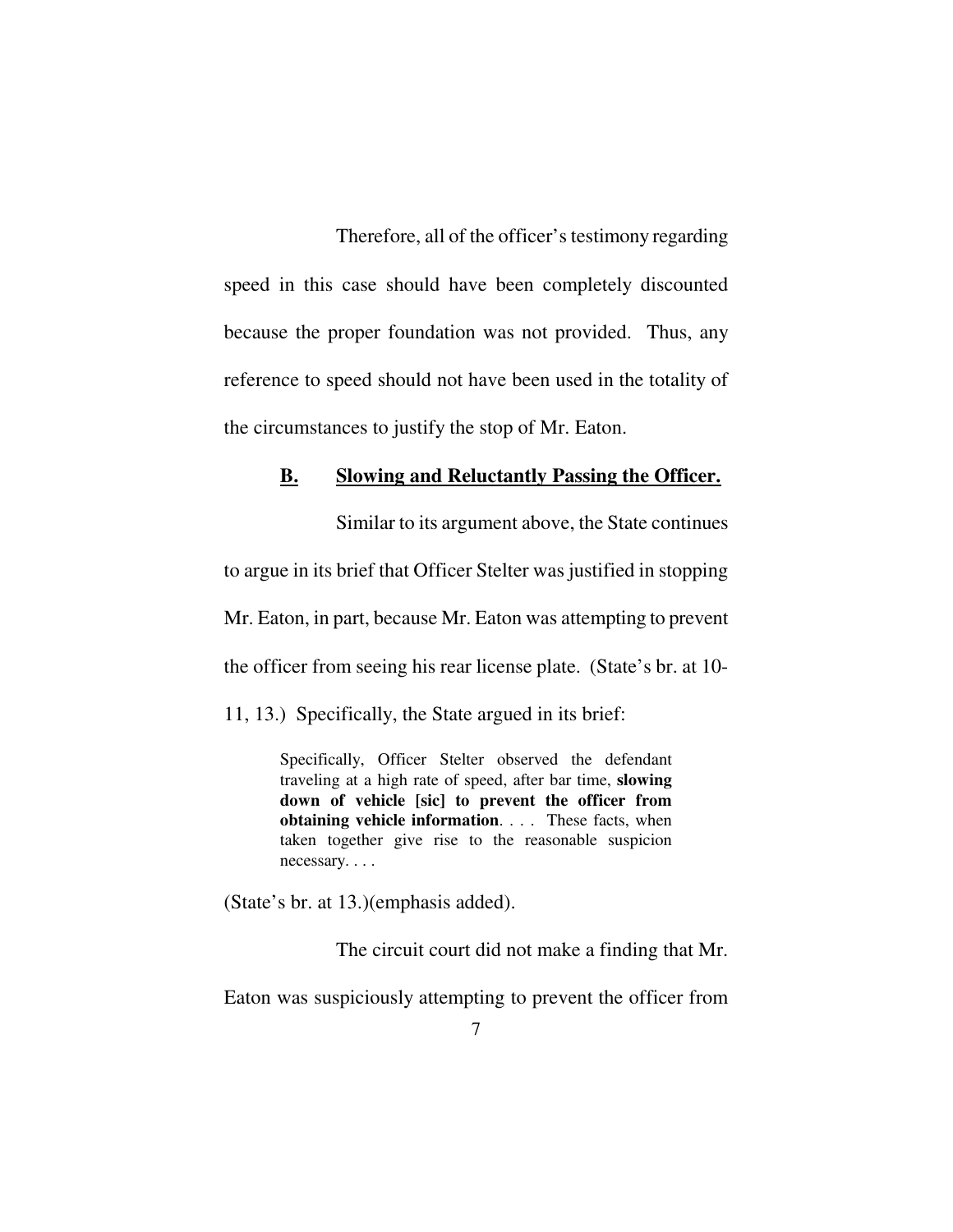Therefore, all of the officer's testimony regarding speed in this case should have been completely discounted because the proper foundation was not provided. Thus, any reference to speed should not have been used in the totality of the circumstances to justify the stop of Mr. Eaton.

### **B. Slowing and Reluctantly Passing the Officer.**

Similar to its argument above, the State continues to argue in its brief that Officer Stelter was justified in stopping Mr. Eaton, in part, because Mr. Eaton was attempting to prevent the officer from seeing his rear license plate. (State's br. at 10-11, 13.) Specifically, the State argued in its brief:

> Specifically, Officer Stelter observed the defendant traveling at a high rate of speed, after bar time, **slowing down of vehicle [sic] to prevent the officer from obtaining vehicle information**. . . . These facts, when taken together give rise to the reasonable suspicion necessary. . . .

(State's br. at 13.)(emphasis added).

The circuit court did not make a finding that Mr. Eaton was suspiciously attempting to prevent the officer from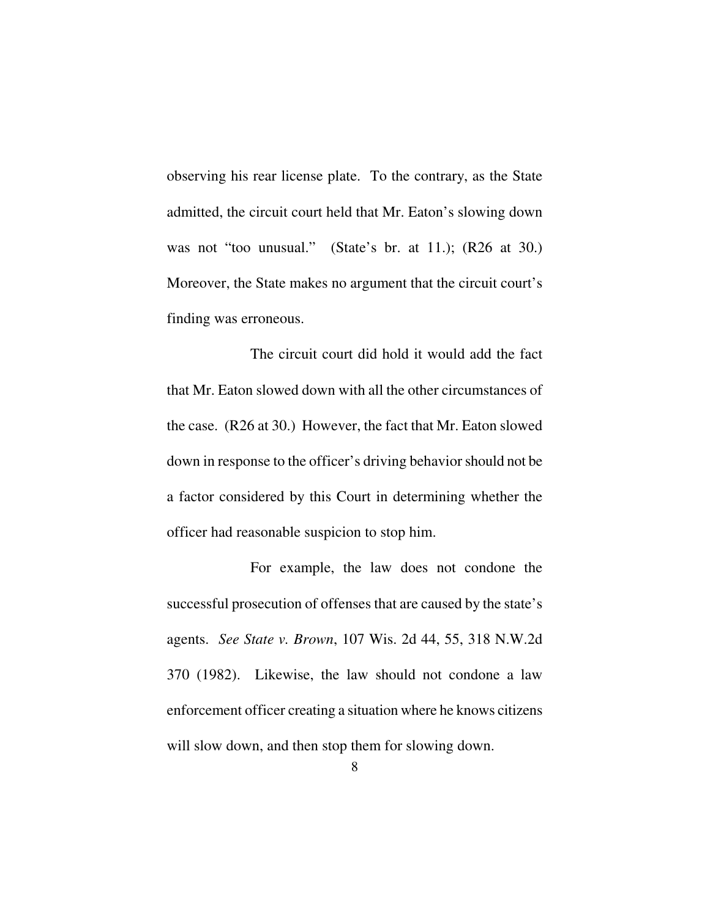observing his rear license plate. To the contrary, as the State admitted, the circuit court held that Mr. Eaton's slowing down was not "too unusual." (State's br. at 11.); (R26 at 30.) Moreover, the State makes no argument that the circuit court's finding was erroneous.

The circuit court did hold it would add the fact that Mr. Eaton slowed down with all the other circumstances of the case. (R26 at 30.) However, the fact that Mr. Eaton slowed down in response to the officer's driving behavior should not be a factor considered by this Court in determining whether the officer had reasonable suspicion to stop him.

For example, the law does not condone the successful prosecution of offenses that are caused by the state's agents. *See State v. Brown*, 107 Wis. 2d 44, 55, 318 N.W.2d 370 (1982). Likewise, the law should not condone a law enforcement officer creating a situation where he knows citizens will slow down, and then stop them for slowing down.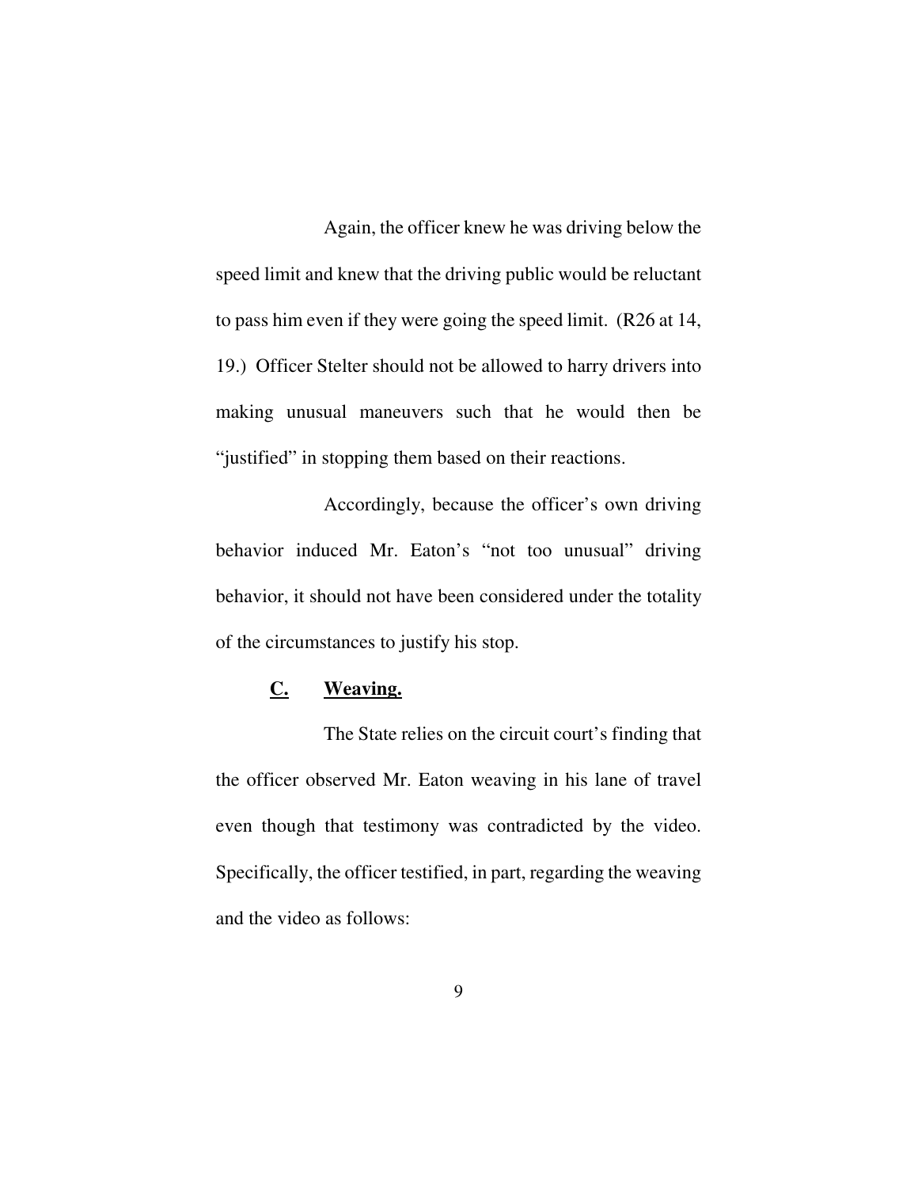Again, the officer knew he was driving below the speed limit and knew that the driving public would be reluctant to pass him even if they were going the speed limit. (R26 at 14, 19.) Officer Stelter should not be allowed to harry drivers into making unusual maneuvers such that he would then be "justified" in stopping them based on their reactions.

Accordingly, because the officer's own driving behavior induced Mr. Eaton's "not too unusual" driving behavior, it should not have been considered under the totality of the circumstances to justify his stop.

### C. Weaving.

The State relies on the circuit court's finding that the officer observed Mr. Eaton weaving in his lane of travel even though that testimony was contradicted by the video. Specifically, the officer testified, in part, regarding the weaving and the video as follows: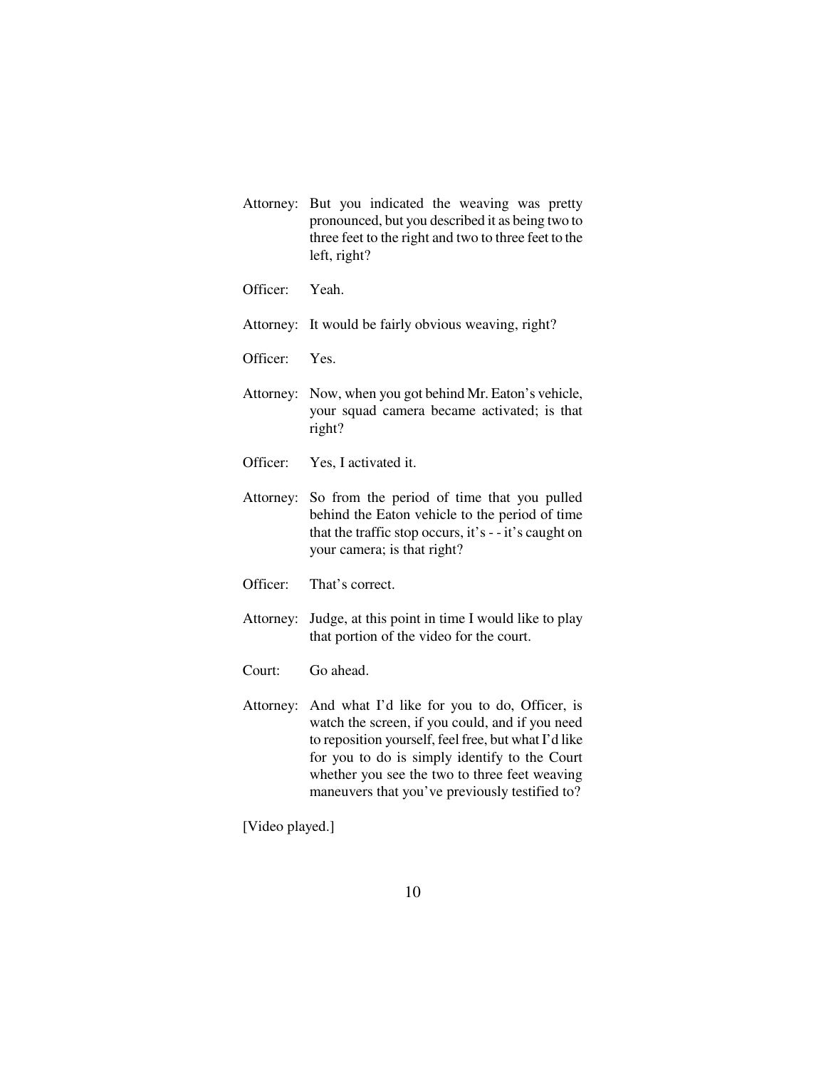Attorney: But you indicated the weaving was pretty pronounced, but you described it as being two to three feet to the right and two to three feet to the left, right?

Officer: Yeah.

Attorney: It would be fairly obvious weaving, right?

Officer: Yes.

Attorney: Now, when you got behind Mr. Eaton's vehicle, your squad camera became activated; is that right?

Officer: Yes, I activated it.

Attorney: So from the period of time that you pulled behind the Eaton vehicle to the period of time that the traffic stop occurs, it's - - it's caught on your camera; is that right?

Officer: That's correct.

Attorney: Judge, at this point in time I would like to play that portion of the video for the court.

Court: Go ahead.

Attorney: And what I'd like for you to do, Officer, is watch the screen, if you could, and if you need to reposition yourself, feel free, but what I'd like for you to do is simply identify to the Court whether you see the two to three feet weaving maneuvers that you've previously testified to?

[Video played.]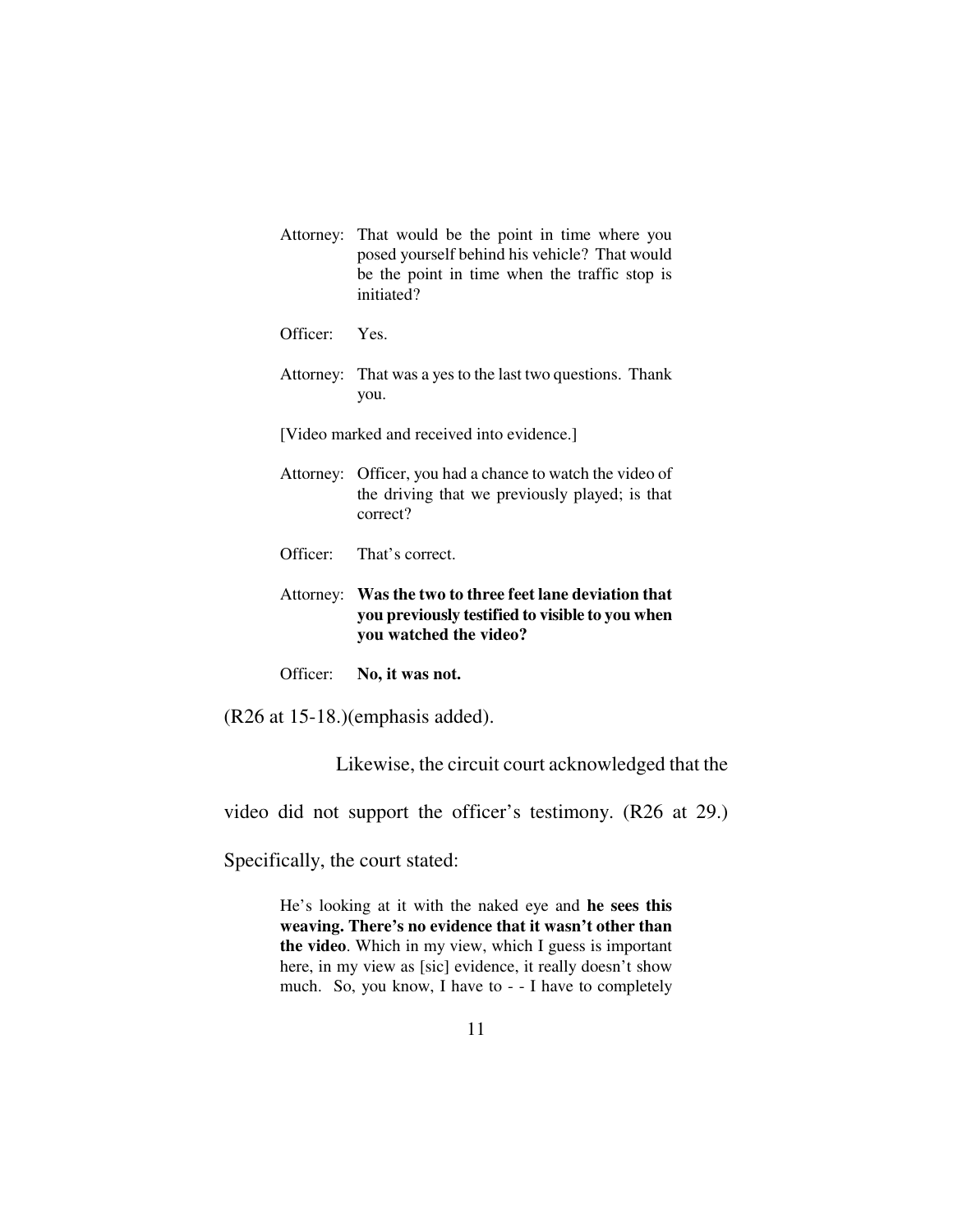> Attorney: That would be the point in time where you posed yourself behind his vehicle? That would be the point in time when the traffic stop is initiated?
>
> Officer: Yes.
>
> Attorney: That was a yes to the last two questions. Thank you.
>
> [Video marked and received into evidence.]
>
> Attorney: Officer, you had a chance to watch the video of the driving that we previously played; is that correct?
>
> Officer: That's correct.
>
> Attorney: **Was the two to three feet lane deviation that you previously testified to visible to you when you watched the video?**
>
> Officer: **No, it was not.**

(R26 at 15-18.)(emphasis added).

Likewise, the circuit court acknowledged that the video did not support the officer's testimony. (R26 at 29.) Specifically, the court stated:

> He's looking at it with the naked eye and **he sees this weaving. There's no evidence that it wasn't other than the video**. Which in my view, which I guess is important here, in my view as [sic] evidence, it really doesn't show much. So, you know, I have to - - I have to completely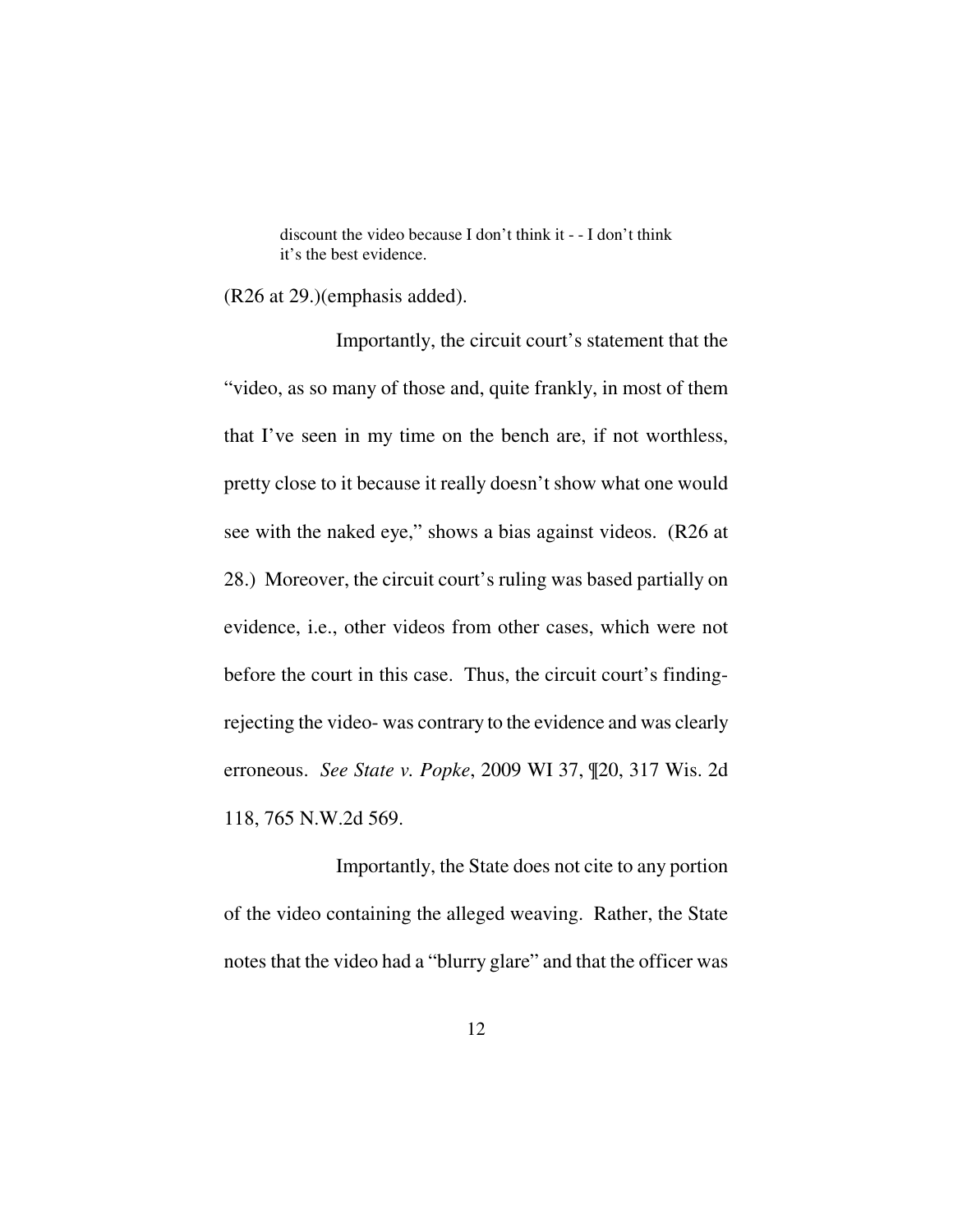> discount the video because I don't think it - - I don't think it's the best evidence.

(R26 at 29.)(emphasis added).

Importantly, the circuit court's statement that the "video, as so many of those and, quite frankly, in most of them that I've seen in my time on the bench are, if not worthless, pretty close to it because it really doesn't show what one would see with the naked eye," shows a bias against videos. (R26 at 28.) Moreover, the circuit court's ruling was based partially on evidence, i.e., other videos from other cases, which were not before the court in this case. Thus, the circuit court's finding- rejecting the video- was contrary to the evidence and was clearly erroneous. *See State v. Popke*, 2009 WI 37, ¶20, 317 Wis. 2d 118, 765 N.W.2d 569.

Importantly, the State does not cite to any portion of the video containing the alleged weaving. Rather, the State notes that the video had a "blurry glare" and that the officer was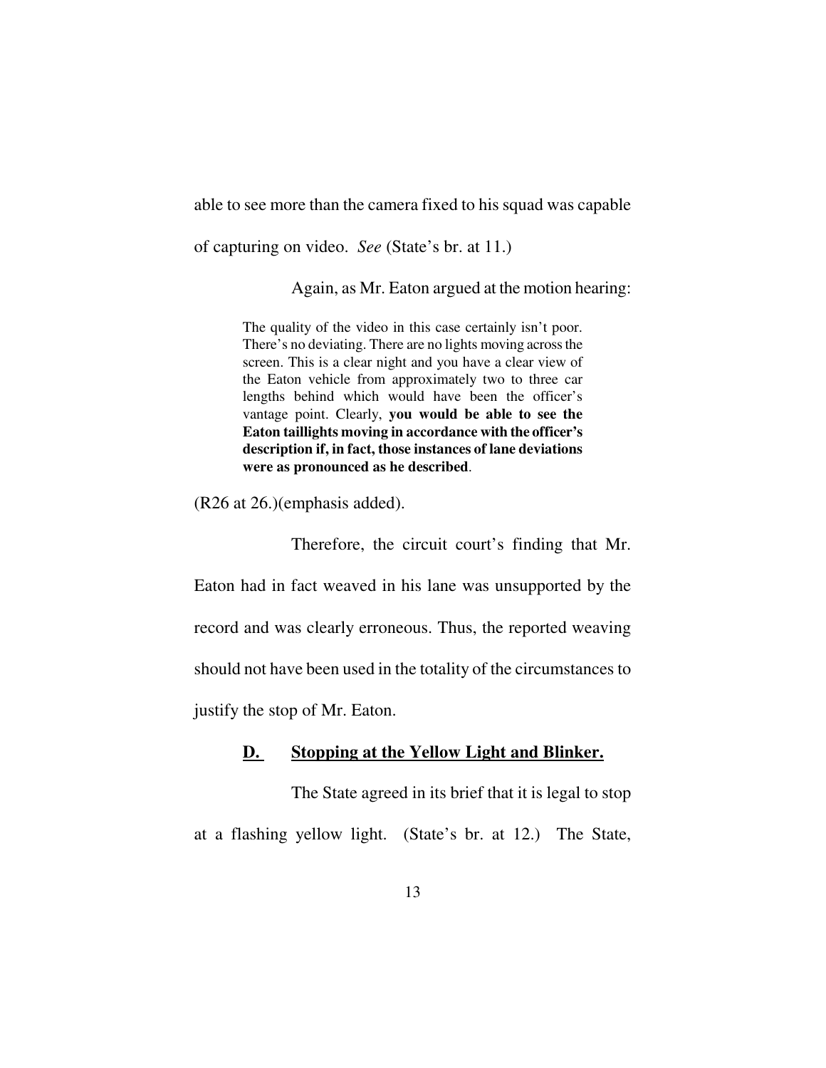able to see more than the camera fixed to his squad was capable of capturing on video. *See* (State's br. at 11.)

Again, as Mr. Eaton argued at the motion hearing:

> The quality of the video in this case certainly isn't poor. There's no deviating. There are no lights moving across the screen. This is a clear night and you have a clear view of the Eaton vehicle from approximately two to three car lengths behind which would have been the officer's vantage point. Clearly, **you would be able to see the Eaton taillights moving in accordance with the officer's description if, in fact, those instances of lane deviations were as pronounced as he described**.

(R26 at 26.)(emphasis added).

Therefore, the circuit court's finding that Mr. Eaton had in fact weaved in his lane was unsupported by the record and was clearly erroneous. Thus, the reported weaving should not have been used in the totality of the circumstances to justify the stop of Mr. Eaton.

### **D. Stopping at the Yellow Light and Blinker.**

The State agreed in its brief that it is legal to stop at a flashing yellow light. (State's br. at 12.) The State,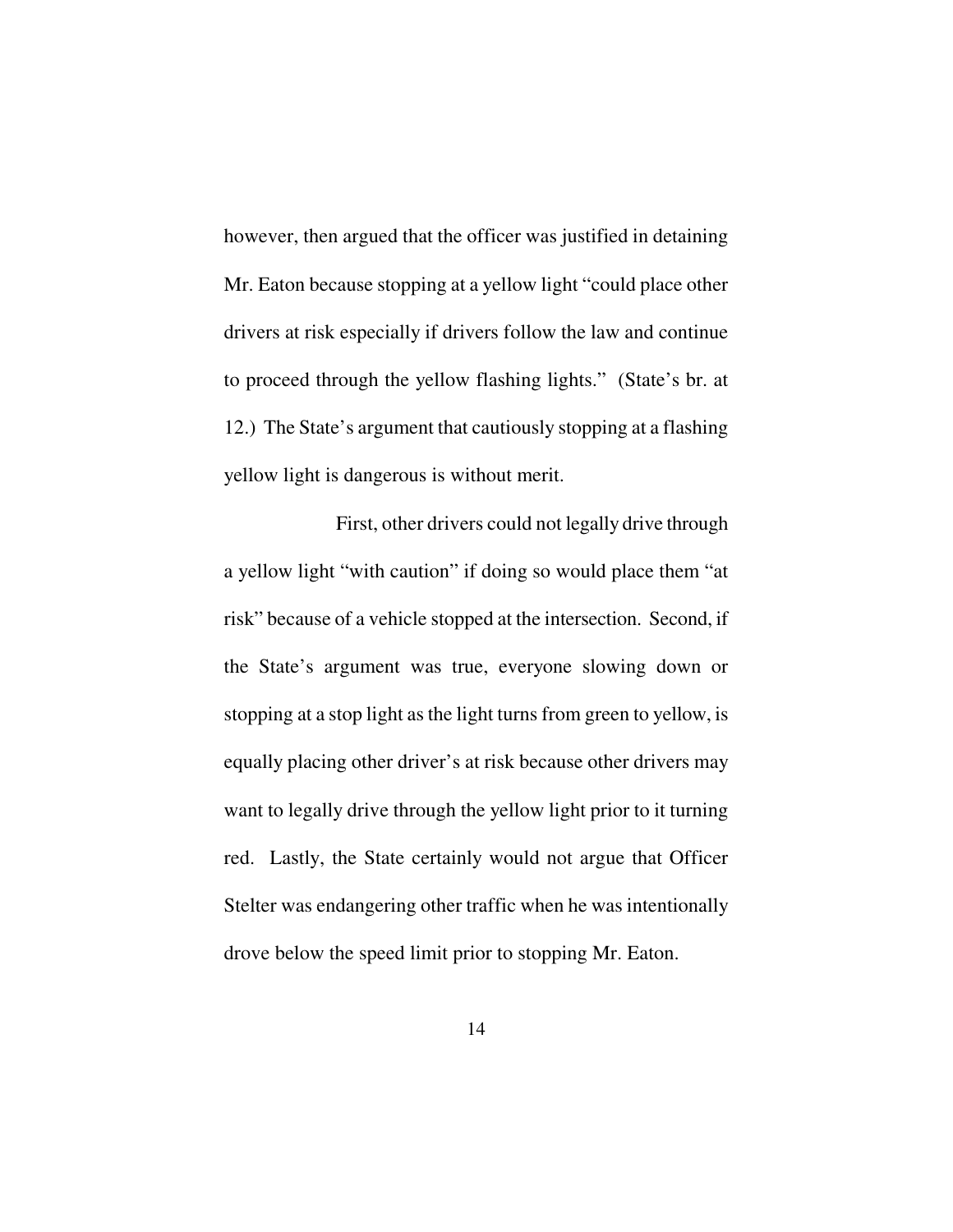however, then argued that the officer was justified in detaining Mr. Eaton because stopping at a yellow light "could place other drivers at risk especially if drivers follow the law and continue to proceed through the yellow flashing lights." (State's br. at 12.) The State's argument that cautiously stopping at a flashing yellow light is dangerous is without merit.

First, other drivers could not legally drive through a yellow light "with caution" if doing so would place them "at risk" because of a vehicle stopped at the intersection. Second, if the State's argument was true, everyone slowing down or stopping at a stop light as the light turns from green to yellow, is equally placing other driver's at risk because other drivers may want to legally drive through the yellow light prior to it turning red. Lastly, the State certainly would not argue that Officer Stelter was endangering other traffic when he was intentionally drove below the speed limit prior to stopping Mr. Eaton.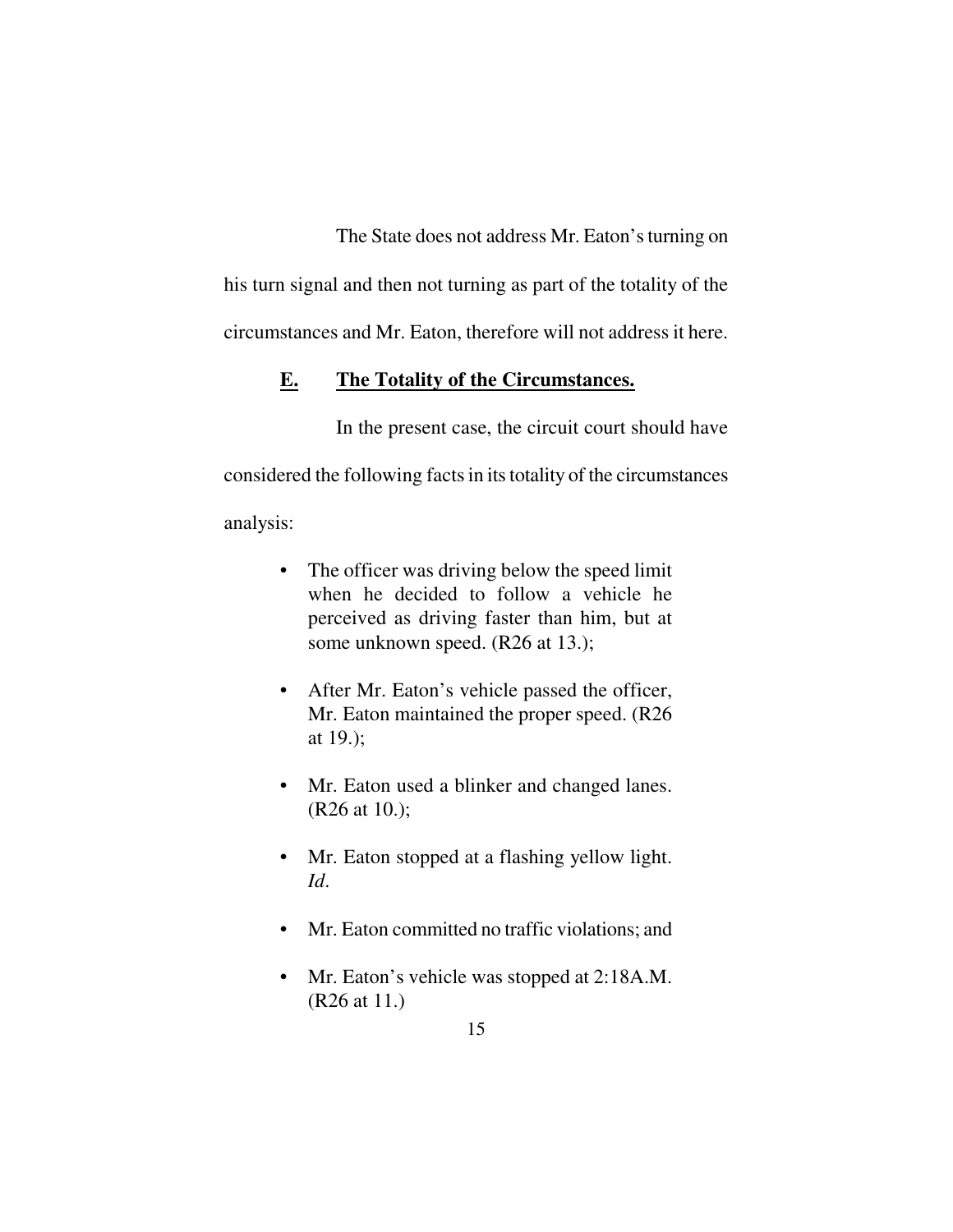The State does not address Mr. Eaton's turning on his turn signal and then not turning as part of the totality of the circumstances and Mr. Eaton, therefore will not address it here.

### **E. The Totality of the Circumstances.**

In the present case, the circuit court should have considered the following facts in its totality of the circumstances analysis:

- The officer was driving below the speed limit when he decided to follow a vehicle he perceived as driving faster than him, but at some unknown speed. (R26 at 13.);
- After Mr. Eaton's vehicle passed the officer, Mr. Eaton maintained the proper speed. (R26 at 19.);
- Mr. Eaton used a blinker and changed lanes. (R26 at 10.);
- Mr. Eaton stopped at a flashing yellow light. *Id.*
- Mr. Eaton committed no traffic violations; and
- Mr. Eaton's vehicle was stopped at 2:18A.M. (R26 at 11.)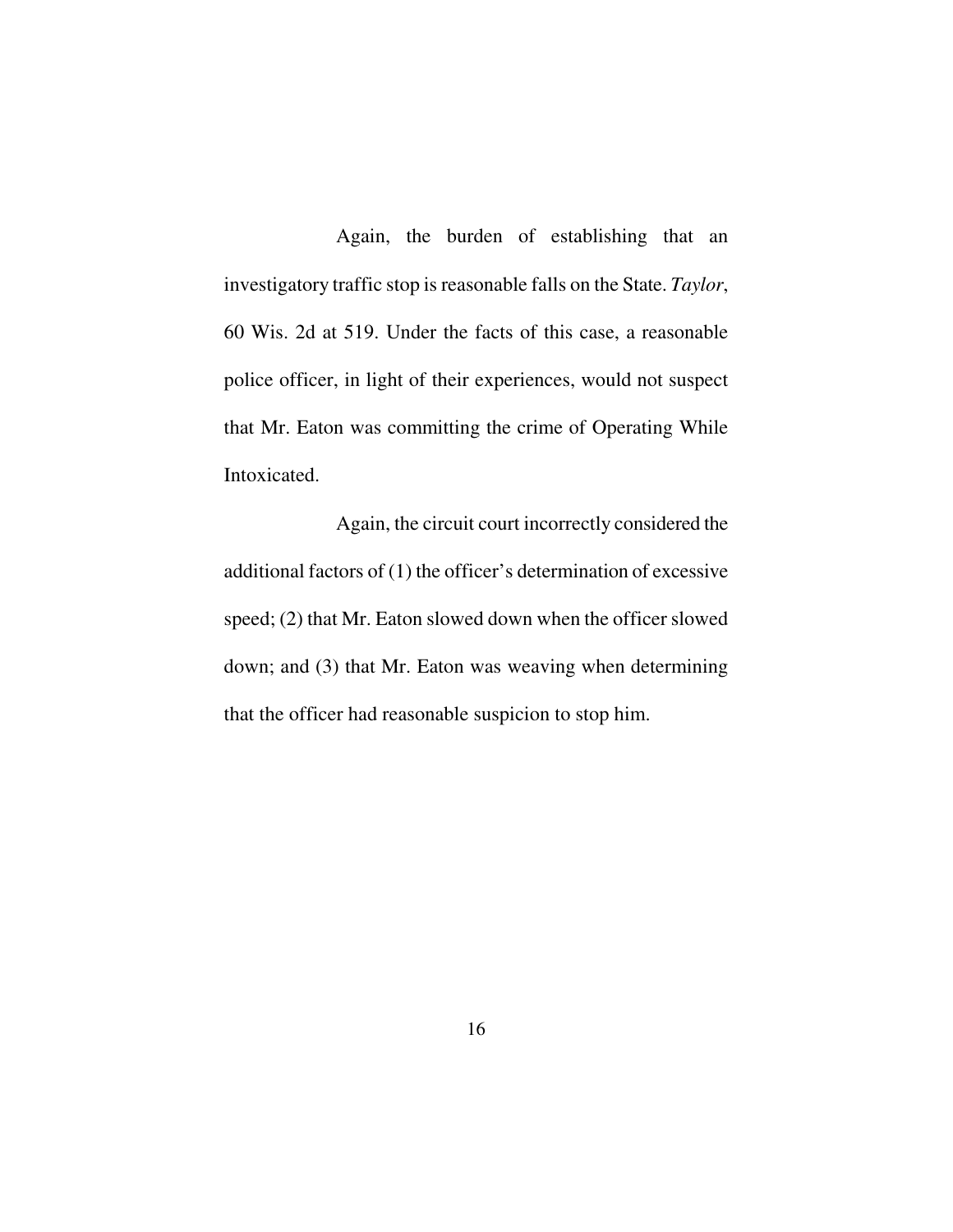Again, the burden of establishing that an investigatory traffic stop is reasonable falls on the State. *Taylor*, 60 Wis. 2d at 519. Under the facts of this case, a reasonable police officer, in light of their experiences, would not suspect that Mr. Eaton was committing the crime of Operating While Intoxicated.

Again, the circuit court incorrectly considered the additional factors of (1) the officer's determination of excessive speed; (2) that Mr. Eaton slowed down when the officer slowed down; and (3) that Mr. Eaton was weaving when determining that the officer had reasonable suspicion to stop him.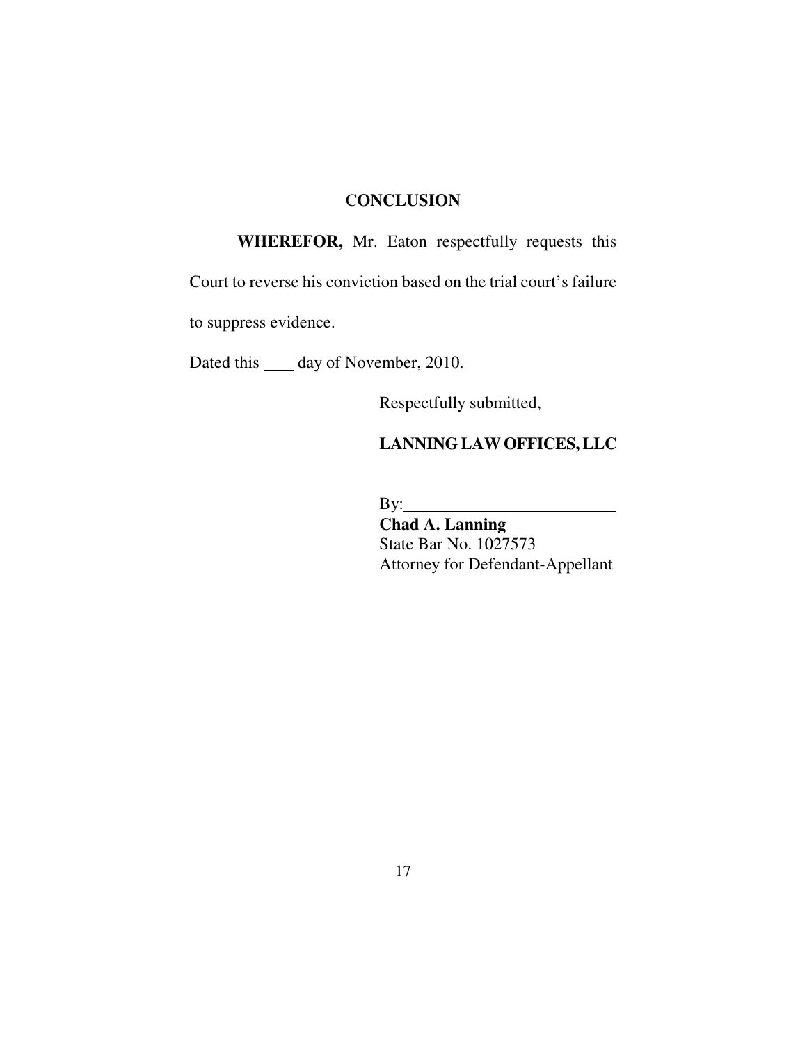## CONCLUSION

**WHEREFOR,** Mr. Eaton respectfully requests this Court to reverse his conviction based on the trial court's failure to suppress evidence.

Dated this ____ day of November, 2010.

Respectfully submitted,

**LANNING LAW OFFICES, LLC**

By:___________________________

**Chad A. Lanning**
State Bar No. 1027573
Attorney for Defendant-Appellant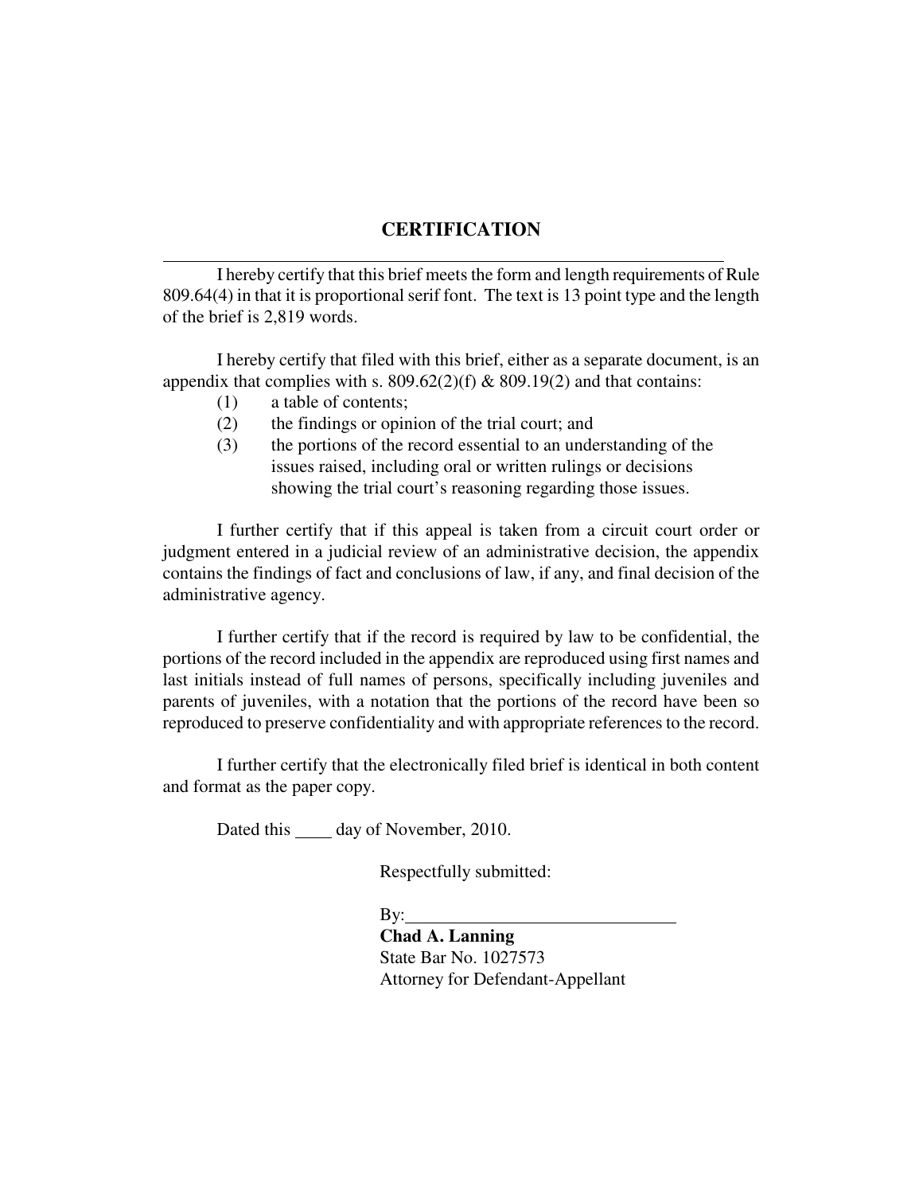## CERTIFICATION

I hereby certify that this brief meets the form and length requirements of Rule 809.64(4) in that it is proportional serif font. The text is 13 point type and the length of the brief is 2,819 words.

I hereby certify that filed with this brief, either as a separate document, is an appendix that complies with s. 809.62(2)(f) & 809.19(2) and that contains:

(1) a table of contents;
(2) the findings or opinion of the trial court; and
(3) the portions of the record essential to an understanding of the issues raised, including oral or written rulings or decisions showing the trial court's reasoning regarding those issues.

I further certify that if this appeal is taken from a circuit court order or judgment entered in a judicial review of an administrative decision, the appendix contains the findings of fact and conclusions of law, if any, and final decision of the administrative agency.

I further certify that if the record is required by law to be confidential, the portions of the record included in the appendix are reproduced using first names and last initials instead of full names of persons, specifically including juveniles and parents of juveniles, with a notation that the portions of the record have been so reproduced to preserve confidentiality and with appropriate references to the record.

I further certify that the electronically filed brief is identical in both content and format as the paper copy.

Dated this ____ day of November, 2010.

Respectfully submitted:

By:______________________________

**Chad A. Lanning**
State Bar No. 1027573
Attorney for Defendant-Appellant